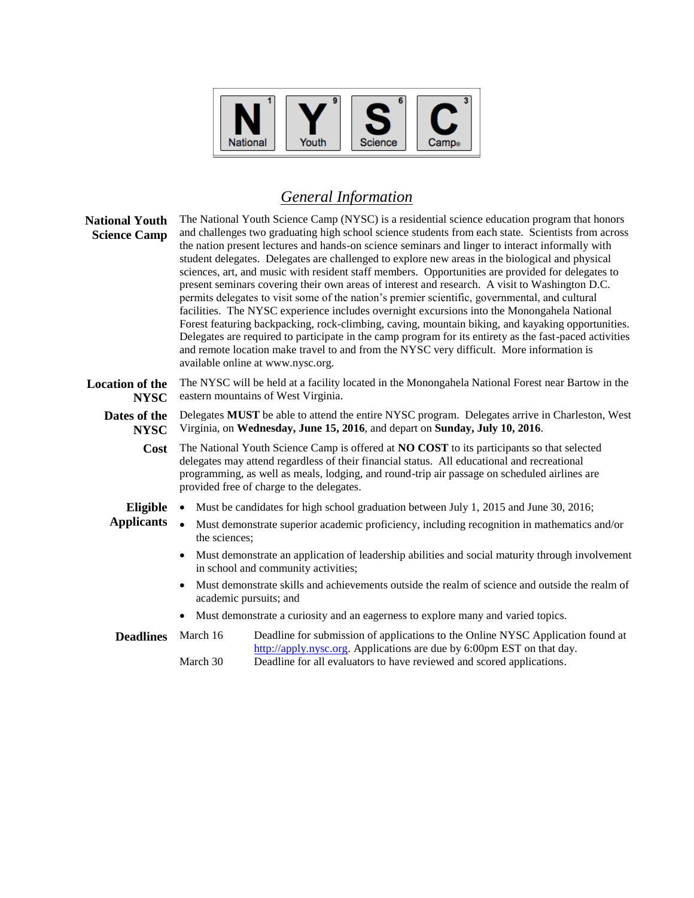N Y S C — National Youth Science Camp®

## *General Information*

**National Youth Science Camp**

The National Youth Science Camp (NYSC) is a residential science education program that honors and challenges two graduating high school science students from each state. Scientists from across the nation present lectures and hands-on science seminars and linger to interact informally with student delegates. Delegates are challenged to explore new areas in the biological and physical sciences, art, and music with resident staff members. Opportunities are provided for delegates to present seminars covering their own areas of interest and research. A visit to Washington D.C. permits delegates to visit some of the nation's premier scientific, governmental, and cultural facilities. The NYSC experience includes overnight excursions into the Monongahela National Forest featuring backpacking, rock-climbing, caving, mountain biking, and kayaking opportunities. Delegates are required to participate in the camp program for its entirety as the fast-paced activities and remote location make travel to and from the NYSC very difficult. More information is available online at www.nysc.org.

**Location of the NYSC**

The NYSC will be held at a facility located in the Monongahela National Forest near Bartow in the eastern mountains of West Virginia.

**Dates of the NYSC**

Delegates **MUST** be able to attend the entire NYSC program. Delegates arrive in Charleston, West Virginia, on **Wednesday, June 15, 2016**, and depart on **Sunday, July 10, 2016**.

**Cost**

The National Youth Science Camp is offered at **NO COST** to its participants so that selected delegates may attend regardless of their financial status. All educational and recreational programming, as well as meals, lodging, and round-trip air passage on scheduled airlines are provided free of charge to the delegates.

**Eligible Applicants**

- Must be candidates for high school graduation between July 1, 2015 and June 30, 2016;
- Must demonstrate superior academic proficiency, including recognition in mathematics and/or the sciences;
- Must demonstrate an application of leadership abilities and social maturity through involvement in school and community activities;
- Must demonstrate skills and achievements outside the realm of science and outside the realm of academic pursuits; and
- Must demonstrate a curiosity and an eagerness to explore many and varied topics.

**Deadlines**

| | |
|---|---|
| March 16 | Deadline for submission of applications to the Online NYSC Application found at http://apply.nysc.org. Applications are due by 6:00pm EST on that day. |
| March 30 | Deadline for all evaluators to have reviewed and scored applications. |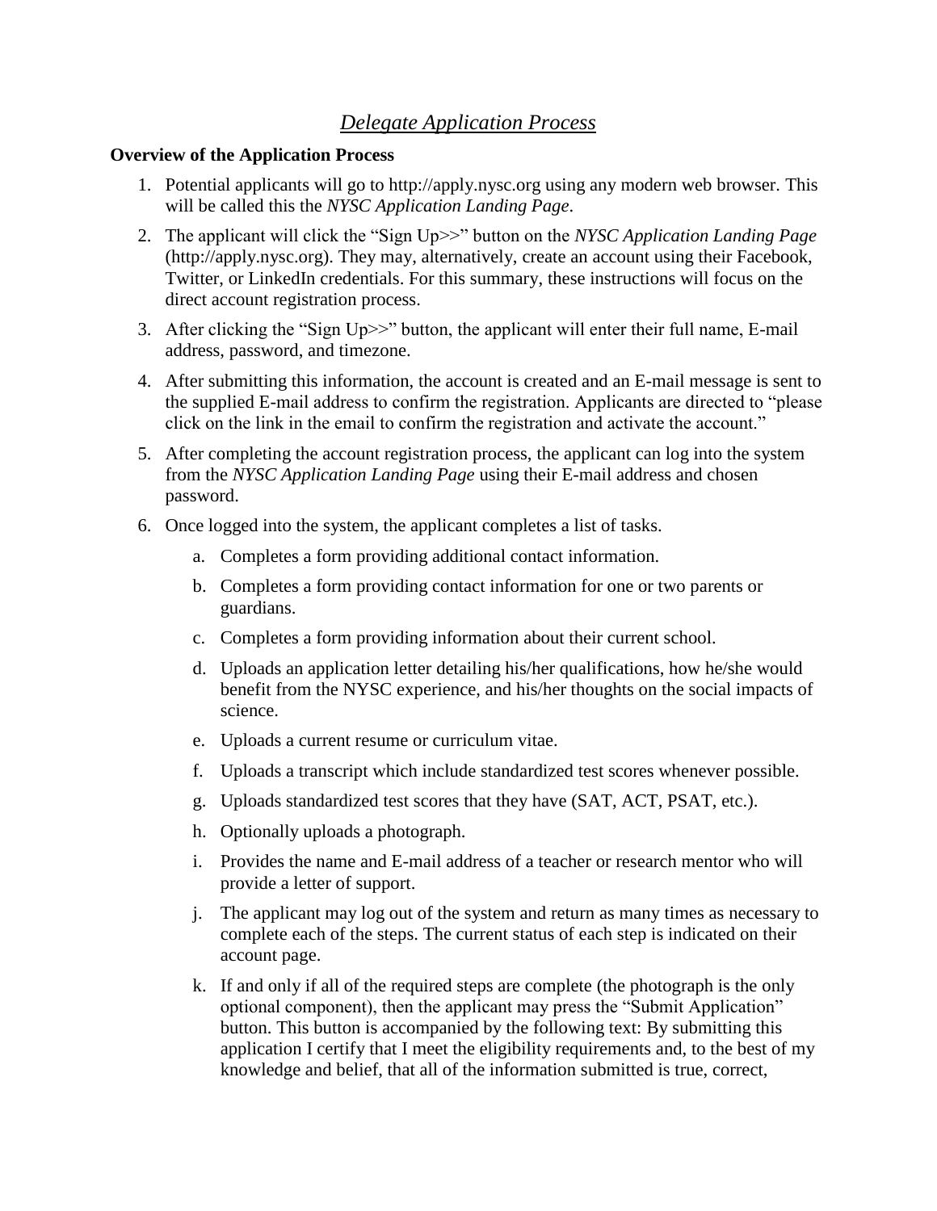# *Delegate Application Process*

**Overview of the Application Process**

1. Potential applicants will go to http://apply.nysc.org using any modern web browser. This will be called this the *NYSC Application Landing Page*.
2. The applicant will click the "Sign Up>>" button on the *NYSC Application Landing Page* (http://apply.nysc.org). They may, alternatively, create an account using their Facebook, Twitter, or LinkedIn credentials. For this summary, these instructions will focus on the direct account registration process.
3. After clicking the "Sign Up>>" button, the applicant will enter their full name, E-mail address, password, and timezone.
4. After submitting this information, the account is created and an E-mail message is sent to the supplied E-mail address to confirm the registration. Applicants are directed to "please click on the link in the email to confirm the registration and activate the account."
5. After completing the account registration process, the applicant can log into the system from the *NYSC Application Landing Page* using their E-mail address and chosen password.
6. Once logged into the system, the applicant completes a list of tasks.
    a. Completes a form providing additional contact information.
    b. Completes a form providing contact information for one or two parents or guardians.
    c. Completes a form providing information about their current school.
    d. Uploads an application letter detailing his/her qualifications, how he/she would benefit from the NYSC experience, and his/her thoughts on the social impacts of science.
    e. Uploads a current resume or curriculum vitae.
    f. Uploads a transcript which include standardized test scores whenever possible.
    g. Uploads standardized test scores that they have (SAT, ACT, PSAT, etc.).
    h. Optionally uploads a photograph.
    i. Provides the name and E-mail address of a teacher or research mentor who will provide a letter of support.
    j. The applicant may log out of the system and return as many times as necessary to complete each of the steps. The current status of each step is indicated on their account page.
    k. If and only if all of the required steps are complete (the photograph is the only optional component), then the applicant may press the "Submit Application" button. This button is accompanied by the following text: By submitting this application I certify that I meet the eligibility requirements and, to the best of my knowledge and belief, that all of the information submitted is true, correct,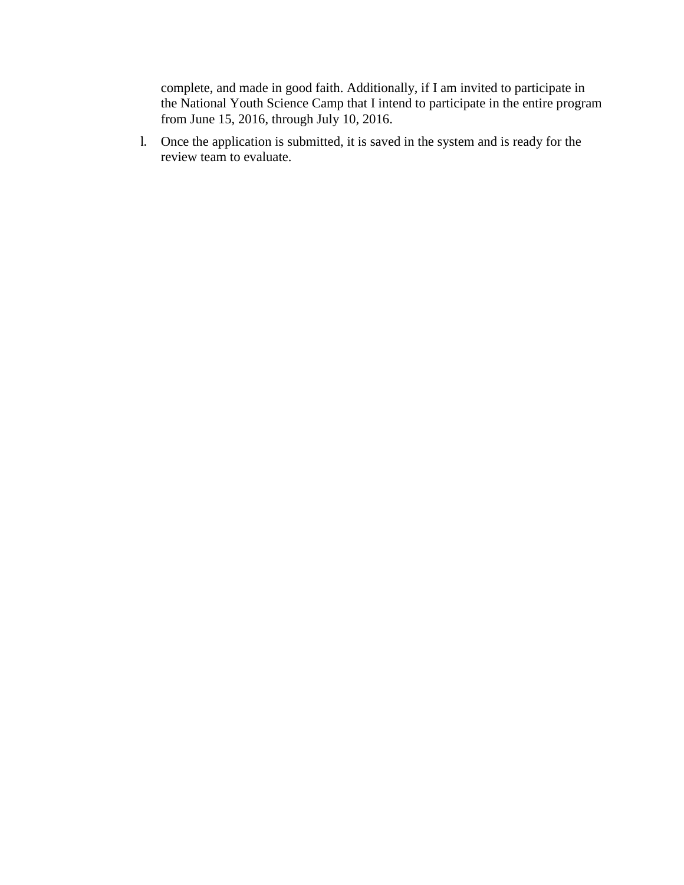complete, and made in good faith. Additionally, if I am invited to participate in the National Youth Science Camp that I intend to participate in the entire program from June 15, 2016, through July 10, 2016.

l. Once the application is submitted, it is saved in the system and is ready for the review team to evaluate.